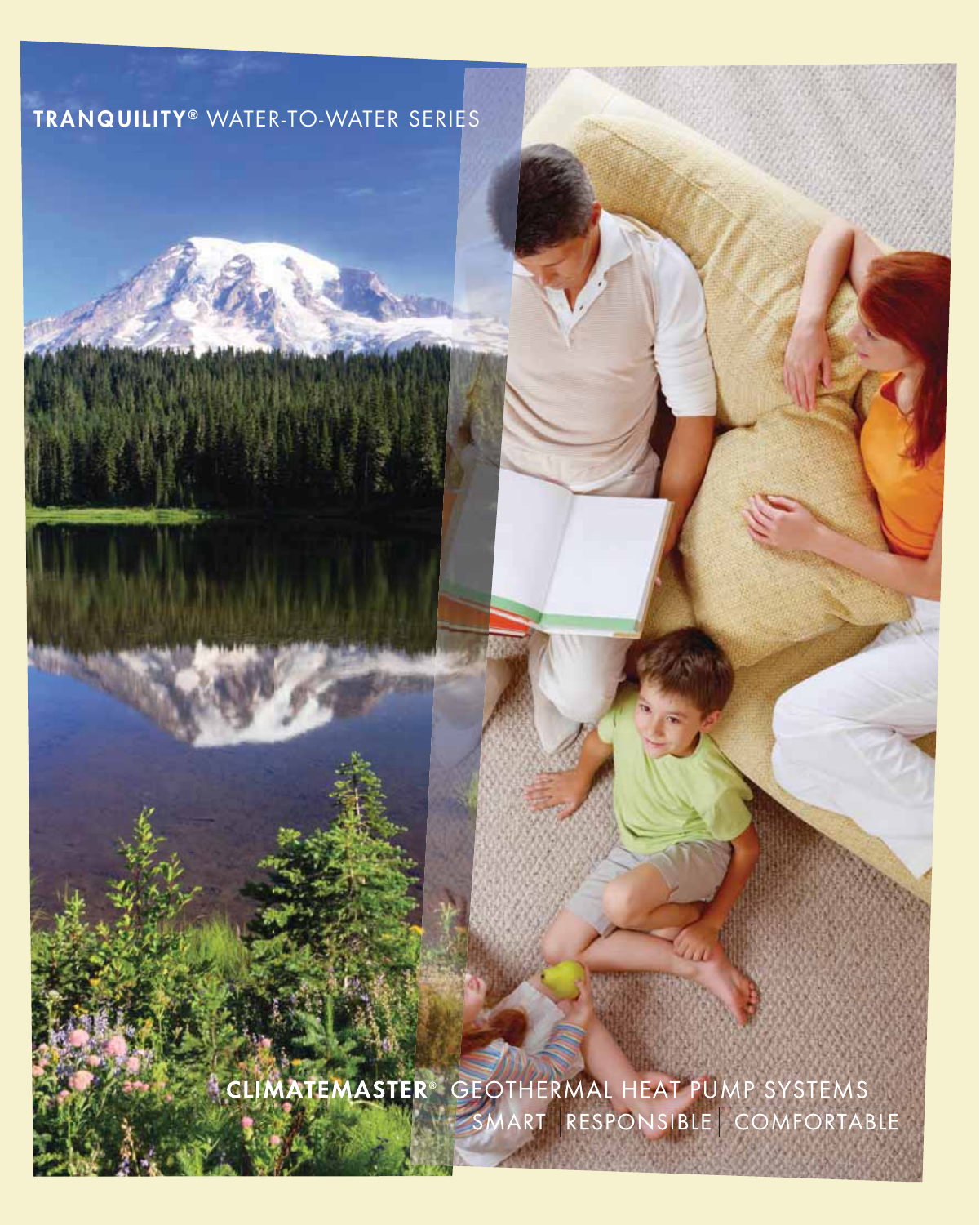# TRANQUILITY® WATER-TO-WATER SERIES

**CLIMATEMASTER®** GEOTHERMAL HEAT PUMP SYSTEMS

SMART | RESPONSIBLE | COMFORTABLE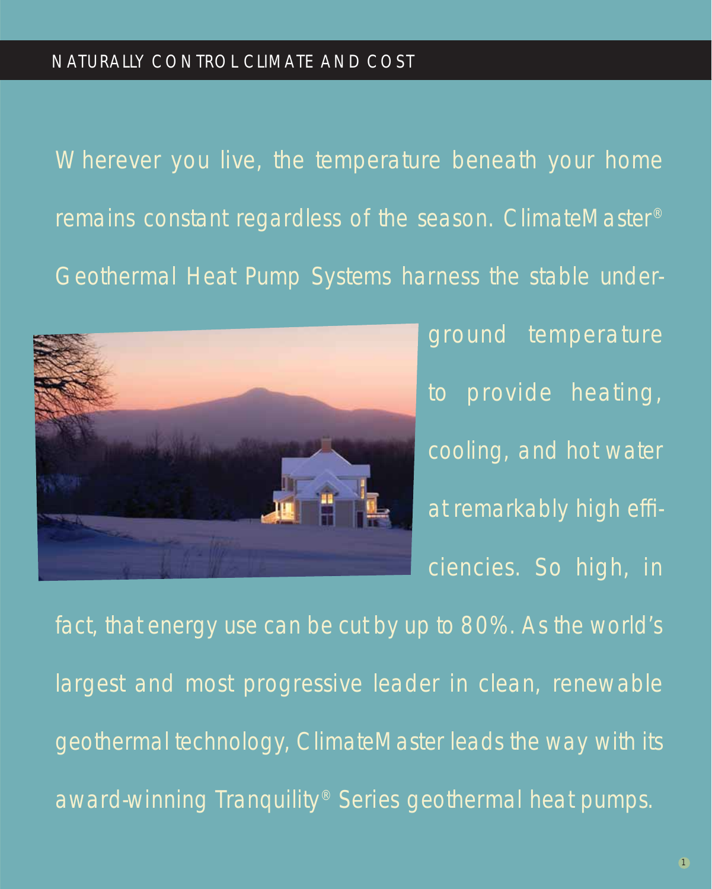## NATURALLY CONTROL CLIMATE AND COST

Wherever you live, the temperature beneath your home remains constant regardless of the season. ClimateMaster® Geothermal Heat Pump Systems harness the stable underground temperature to provide heating, cooling, and hot water at remarkably high efficiencies. So high, in fact, that energy use can be cut by up to 80%. As the world's largest and most progressive leader in clean, renewable geothermal technology, ClimateMaster leads the way with its award-winning Tranquility® Series geothermal heat pumps.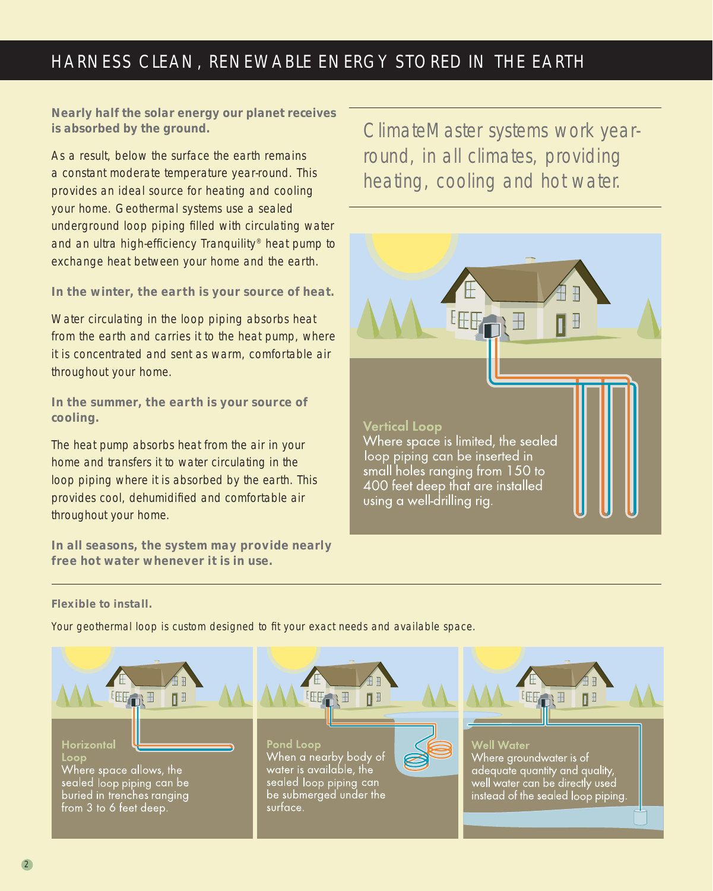# HARNESS CLEAN, RENEWABLE ENERGY STORED IN THE EARTH

**Nearly half the solar energy our planet receives is absorbed by the ground.**

As a result, below the surface the earth remains a constant moderate temperature year-round. This provides an ideal source for heating and cooling your home. Geothermal systems use a sealed underground loop piping filled with circulating water and an ultra high-efficiency Tranquility® heat pump to exchange heat between your home and the earth.

**In the winter, the earth is your source of heat.**

Water circulating in the loop piping absorbs heat from the earth and carries it to the heat pump, where it is concentrated and sent as warm, comfortable air throughout your home.

**In the summer, the earth is your source of cooling.**

The heat pump absorbs heat from the air in your home and transfers it to water circulating in the loop piping where it is absorbed by the earth. This provides cool, dehumidified and comfortable air throughout your home.

**In all seasons, the system may provide nearly free hot water whenever it is in use.**

ClimateMaster systems work year-round, in all climates, providing heating, cooling and hot water.

**Vertical Loop**

Where space is limited, the sealed loop piping can be inserted in small holes ranging from 150 to 400 feet deep that are installed using a well-drilling rig.

**Flexible to install.**

Your geothermal loop is custom designed to fit your exact needs and available space.

**Horizontal Loop**

Where space allows, the sealed loop piping can be buried in trenches ranging from 3 to 6 feet deep.

**Pond Loop**

When a nearby body of water is available, the sealed loop piping can be submerged under the surface.

**Well Water**

Where groundwater is of adequate quantity and quality, well water can be directly used instead of the sealed loop piping.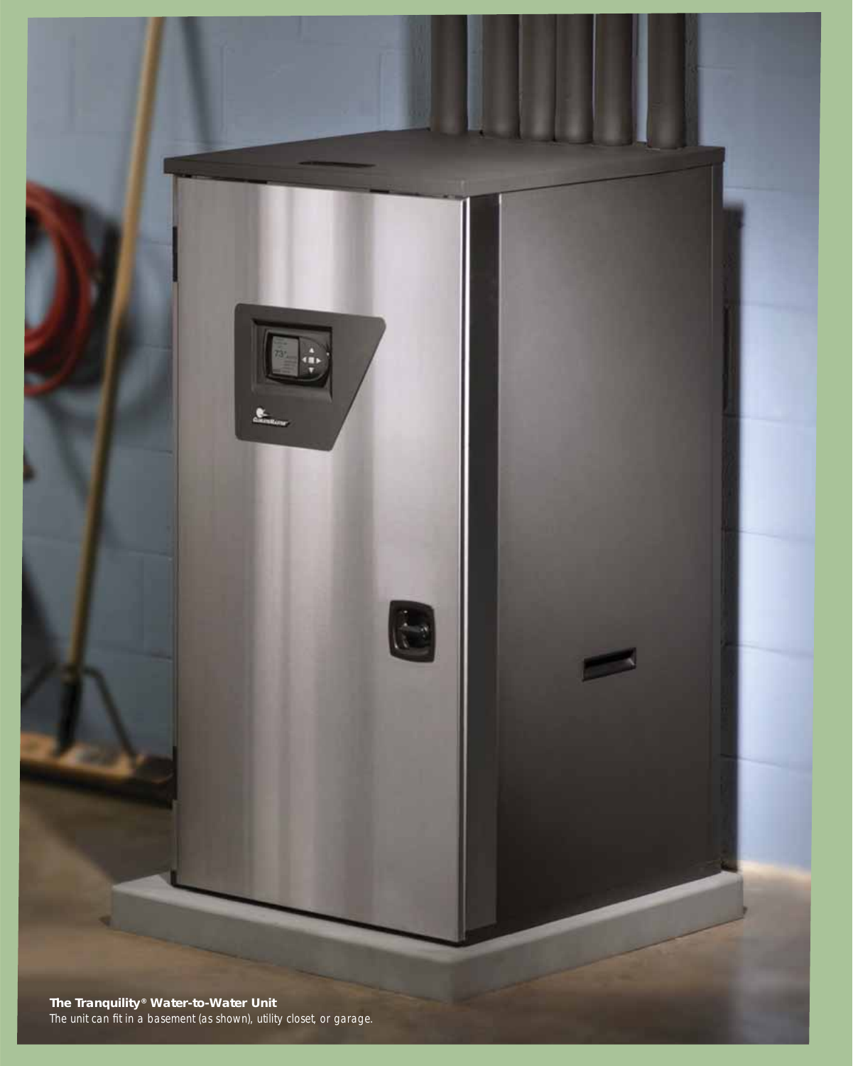**The Tranquility® Water-to-Water Unit**
The unit can fit in a basement (as shown), utility closet, or garage.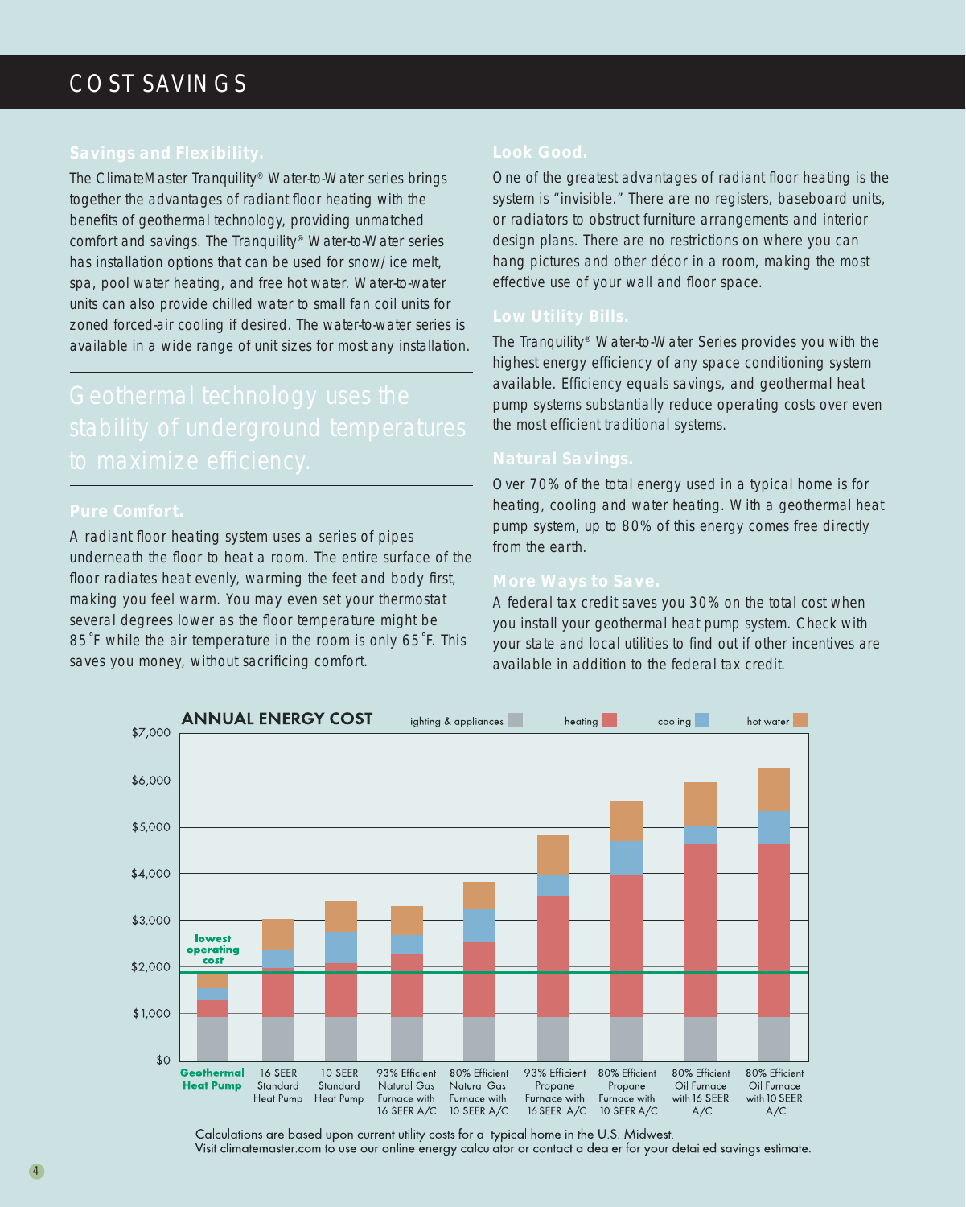# COST SAVINGS

### Savings and Flexibility.

The ClimateMaster Tranquility® Water-to-Water series brings together the advantages of radiant floor heating with the benefits of geothermal technology, providing unmatched comfort and savings. The Tranquility® Water-to-Water series has installation options that can be used for snow/ice melt, spa, pool water heating, and free hot water. Water-to-water units can also provide chilled water to small fan coil units for zoned forced-air cooling if desired. The water-to-water series is available in a wide range of unit sizes for most any installation.

> Geothermal technology uses the stability of underground temperatures to maximize efficiency.

### Pure Comfort.

A radiant floor heating system uses a series of pipes underneath the floor to heat a room. The entire surface of the floor radiates heat evenly, warming the feet and body first, making you feel warm. You may even set your thermostat several degrees lower as the floor temperature might be 85˚F while the air temperature in the room is only 65˚F. This saves you money, without sacrificing comfort.

### Look Good.

One of the greatest advantages of radiant floor heating is the system is "invisible." There are no registers, baseboard units, or radiators to obstruct furniture arrangements and interior design plans. There are no restrictions on where you can hang pictures and other décor in a room, making the most effective use of your wall and floor space.

### Low Utility Bills.

The Tranquility® Water-to-Water Series provides you with the highest energy efficiency of any space conditioning system available. Efficiency equals savings, and geothermal heat pump systems substantially reduce operating costs over even the most efficient traditional systems.

### Natural Savings.

Over 70% of the total energy used in a typical home is for heating, cooling and water heating. With a geothermal heat pump system, up to 80% of this energy comes free directly from the earth.

### More Ways to Save.

A federal tax credit saves you 30% on the total cost when you install your geothermal heat pump system. Check with your state and local utilities to find out if other incentives are available in addition to the federal tax credit.

**ANNUAL ENERGY COST**

Legend: lighting & appliances, heating, cooling, hot water

Y-axis: $0, $1,000, $2,000, $3,000, $4,000, $5,000, $6,000, $7,000

lowest operating cost

Systems: **Geothermal Heat Pump**; 16 SEER Standard Heat Pump; 10 SEER Standard Heat Pump; 93% Efficient Natural Gas Furnace with 16 SEER A/C; 80% Efficient Natural Gas Furnace with 10 SEER A/C; 93% Efficient Propane Furnace with 16 SEER A/C; 80% Efficient Propane Furnace with 10 SEER A/C; 80% Efficient Oil Furnace with 16 SEER A/C; 80% Efficient Oil Furnace with 10 SEER A/C

Calculations are based upon current utility costs for a typical home in the U.S. Midwest.
Visit climatemaster.com to use our online energy calculator or contact a dealer for your detailed savings estimate.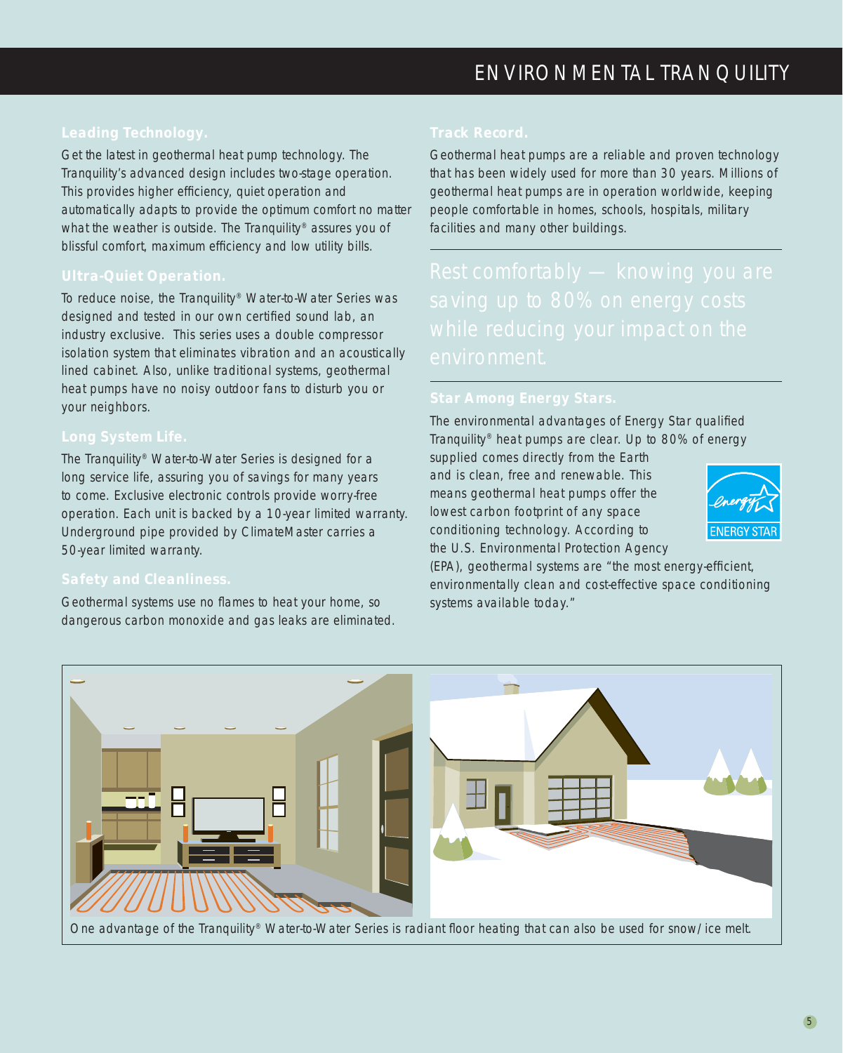# ENVIRONMENTAL TRANQUILITY

## Leading Technology.

Get the latest in geothermal heat pump technology. The Tranquility's advanced design includes two-stage operation. This provides higher efficiency, quiet operation and automatically adapts to provide the optimum comfort no matter what the weather is outside. The Tranquility® assures you of blissful comfort, maximum efficiency and low utility bills.

## Ultra-Quiet Operation.

To reduce noise, the Tranquility® Water-to-Water Series was designed and tested in our own certified sound lab, an industry exclusive. This series uses a double compressor isolation system that eliminates vibration and an acoustically lined cabinet. Also, unlike traditional systems, geothermal heat pumps have no noisy outdoor fans to disturb you or your neighbors.

## Long System Life.

The Tranquility® Water-to-Water Series is designed for a long service life, assuring you of savings for many years to come. Exclusive electronic controls provide worry-free operation. Each unit is backed by a 10-year limited warranty. Underground pipe provided by ClimateMaster carries a 50-year limited warranty.

## Safety and Cleanliness.

Geothermal systems use no flames to heat your home, so dangerous carbon monoxide and gas leaks are eliminated.

## Track Record.

Geothermal heat pumps are a reliable and proven technology that has been widely used for more than 30 years. Millions of geothermal heat pumps are in operation worldwide, keeping people comfortable in homes, schools, hospitals, military facilities and many other buildings.

Rest comfortably — knowing you are saving up to 80% on energy costs while reducing your impact on the environment.

## Star Among Energy Stars.

The environmental advantages of Energy Star qualified Tranquility® heat pumps are clear. Up to 80% of energy supplied comes directly from the Earth and is clean, free and renewable. This means geothermal heat pumps offer the lowest carbon footprint of any space conditioning technology. According to the U.S. Environmental Protection Agency (EPA), geothermal systems are "the most energy-efficient, environmentally clean and cost-effective space conditioning systems available today."

One advantage of the Tranquility® Water-to-Water Series is radiant floor heating that can also be used for snow/ice melt.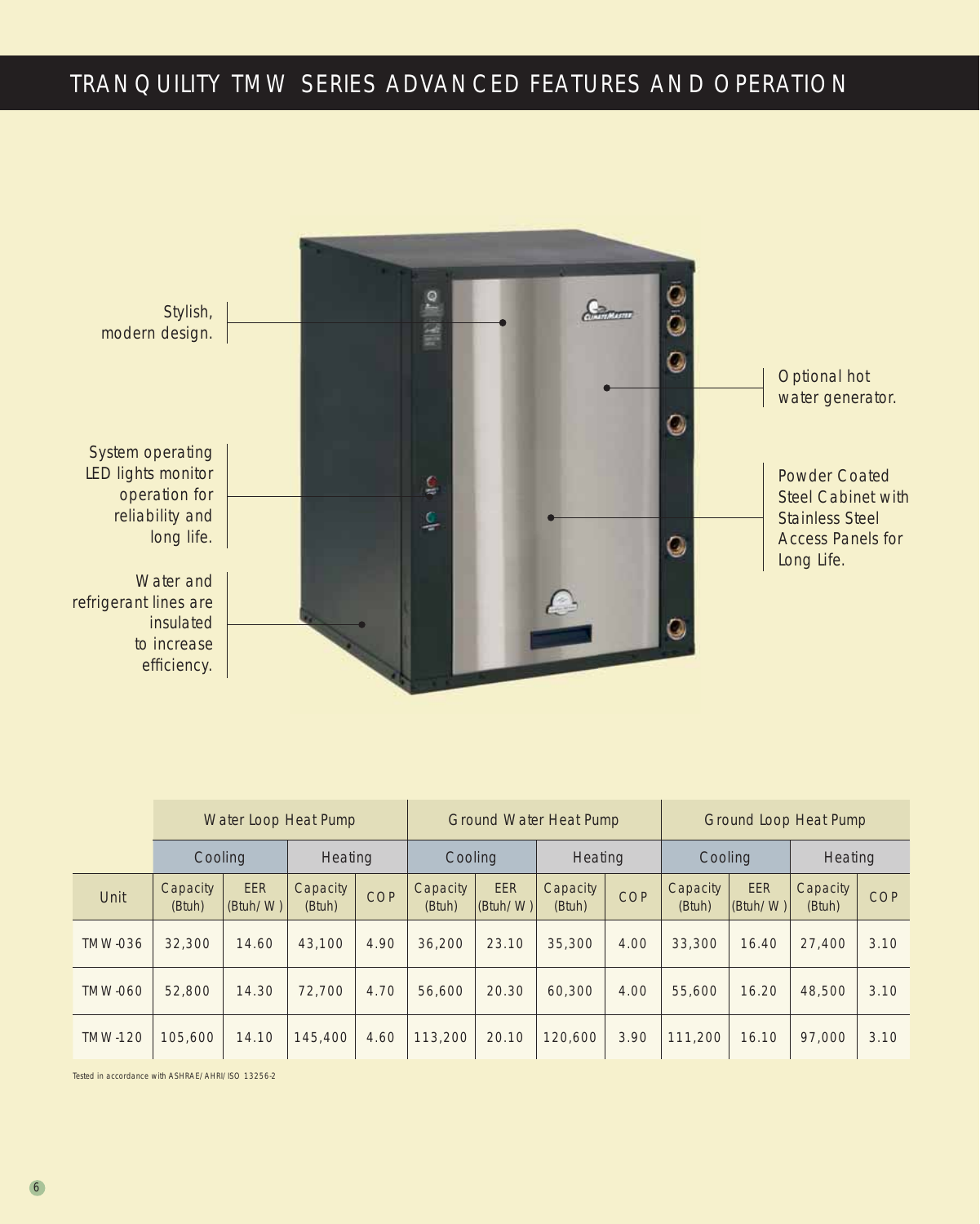# TRANQUILITY TMW SERIES ADVANCED FEATURES AND OPERATION

Stylish, modern design.

Optional hot water generator.

System operating LED lights monitor operation for reliability and long life.

Powder Coated Steel Cabinet with Stainless Steel Access Panels for Long Life.

Water and refrigerant lines are insulated to increase efficiency.

| | Water Loop Heat Pump | | | | Ground Water Heat Pump | | | | Ground Loop Heat Pump | | | |
|---|---|---|---|---|---|---|---|---|---|---|---|---|
| | Cooling | | Heating | | Cooling | | Heating | | Cooling | | Heating | |
| Unit | Capacity (Btuh) | EER (Btuh/W) | Capacity (Btuh) | COP | Capacity (Btuh) | EER (Btuh/W) | Capacity (Btuh) | COP | Capacity (Btuh) | EER (Btuh/W) | Capacity (Btuh) | COP |
| TMW-036 | 32,300 | 14.60 | 43,100 | 4.90 | 36,200 | 23.10 | 35,300 | 4.00 | 33,300 | 16.40 | 27,400 | 3.10 |
| TMW-060 | 52,800 | 14.30 | 72,700 | 4.70 | 56,600 | 20.30 | 60,300 | 4.00 | 55,600 | 16.20 | 48,500 | 3.10 |
| TMW-120 | 105,600 | 14.10 | 145,400 | 4.60 | 113,200 | 20.10 | 120,600 | 3.90 | 111,200 | 16.10 | 97,000 | 3.10 |

Tested in accordance with ASHRAE/AHRI/ISO 13256-2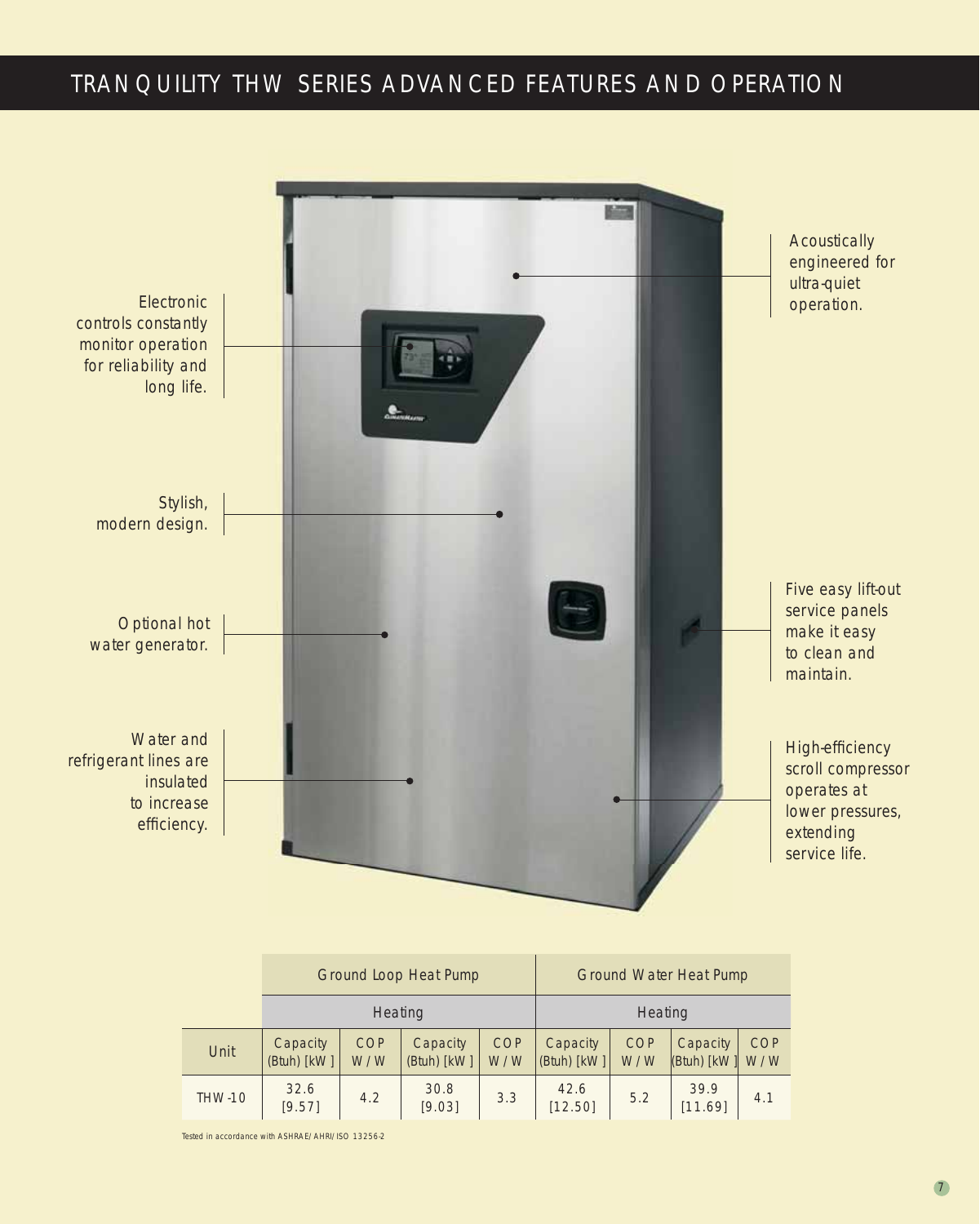# TRANQUILITY THW SERIES ADVANCED FEATURES AND OPERATION

Electronic controls constantly monitor operation for reliability and long life.

Stylish, modern design.

Optional hot water generator.

Water and refrigerant lines are insulated to increase efficiency.

Acoustically engineered for ultra-quiet operation.

Five easy lift-out service panels make it easy to clean and maintain.

High-efficiency scroll compressor operates at lower pressures, extending service life.

| | Ground Loop Heat Pump | | | | Ground Water Heat Pump | | | |
|---|---|---|---|---|---|---|---|---|
| | Heating | | | | Heating | | | |
| Unit | Capacity (Btuh) [kW] | COP W/W | Capacity (Btuh) [kW] | COP W/W | Capacity (Btuh) [kW] | COP W/W | Capacity (Btuh) [kW] | COP W/W |
| THW-10 | 32.6 [9.57] | 4.2 | 30.8 [9.03] | 3.3 | 42.6 [12.50] | 5.2 | 39.9 [11.69] | 4.1 |

Tested in accordance with ASHRAE/AHRI/ISO 13256-2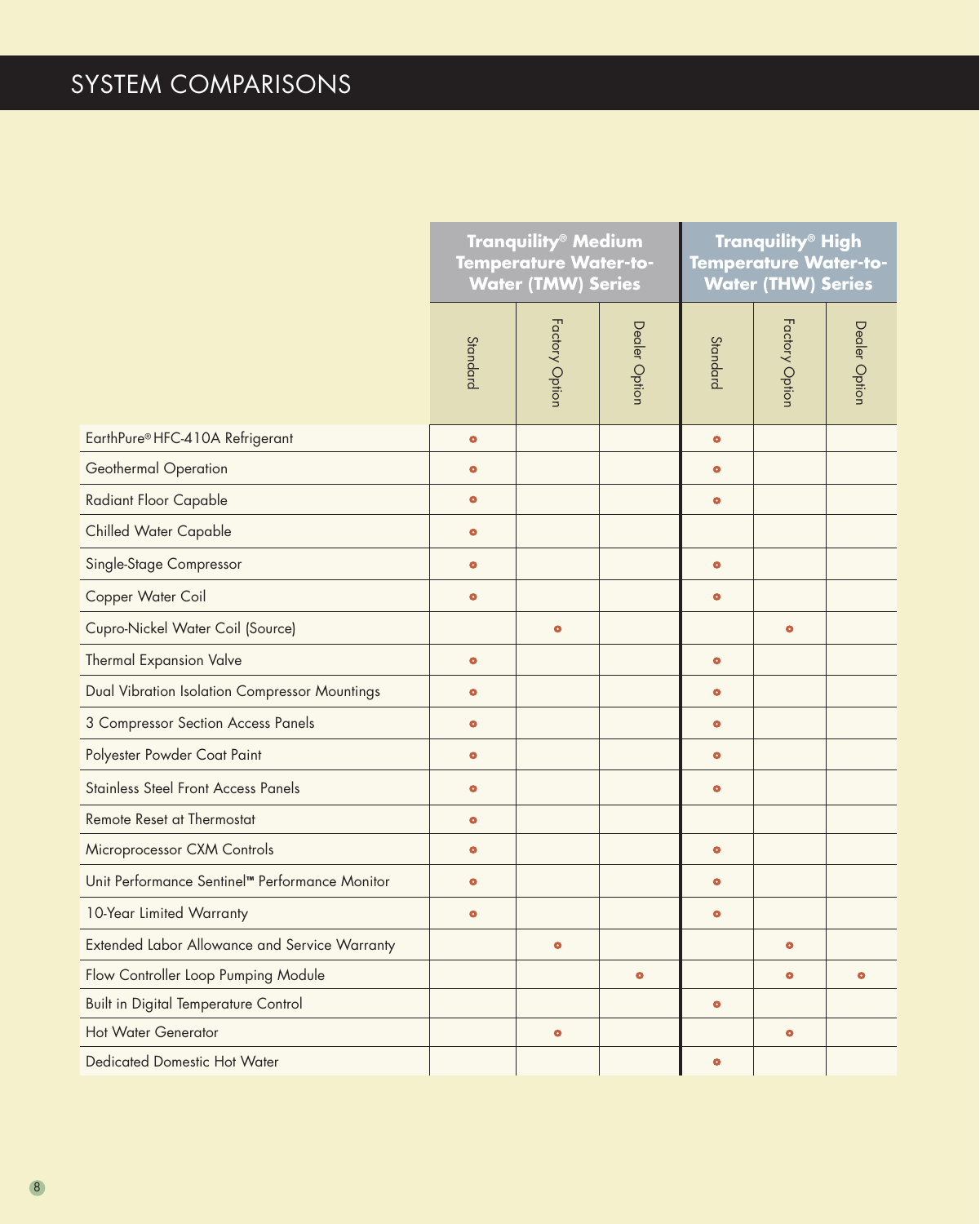# SYSTEM COMPARISONS

| | Tranquility® Medium Temperature Water-to-Water (TMW) Series | | | Tranquility® High Temperature Water-to-Water (THW) Series | | |
|---|---|---|---|---|---|---|
| | Standard | Factory Option | Dealer Option | Standard | Factory Option | Dealer Option |
| EarthPure® HFC-410A Refrigerant | • | | | • | | |
| Geothermal Operation | • | | | • | | |
| Radiant Floor Capable | • | | | • | | |
| Chilled Water Capable | • | | | | | |
| Single-Stage Compressor | • | | | • | | |
| Copper Water Coil | • | | | • | | |
| Cupro-Nickel Water Coil (Source) | | • | | | • | |
| Thermal Expansion Valve | • | | | • | | |
| Dual Vibration Isolation Compressor Mountings | • | | | • | | |
| 3 Compressor Section Access Panels | • | | | • | | |
| Polyester Powder Coat Paint | • | | | • | | |
| Stainless Steel Front Access Panels | • | | | • | | |
| Remote Reset at Thermostat | • | | | | | |
| Microprocessor CXM Controls | • | | | • | | |
| Unit Performance Sentinel™ Performance Monitor | • | | | • | | |
| 10-Year Limited Warranty | • | | | • | | |
| Extended Labor Allowance and Service Warranty | | • | | | • | |
| Flow Controller Loop Pumping Module | | | • | | • | • |
| Built in Digital Temperature Control | | | | • | | |
| Hot Water Generator | | • | | | • | |
| Dedicated Domestic Hot Water | | | | • | | |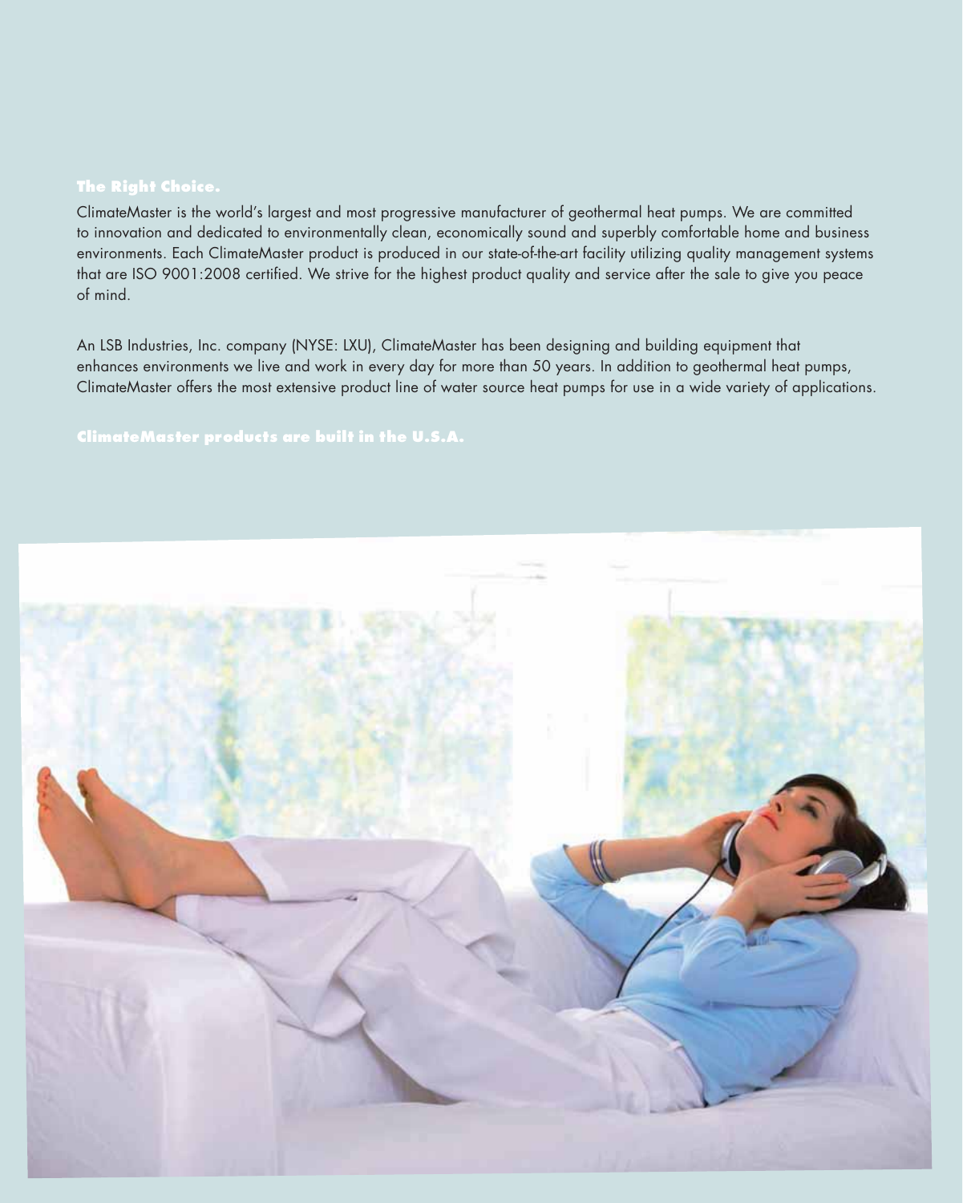## The Right Choice.

ClimateMaster is the world's largest and most progressive manufacturer of geothermal heat pumps. We are committed to innovation and dedicated to environmentally clean, economically sound and superbly comfortable home and business environments. Each ClimateMaster product is produced in our state-of-the-art facility utilizing quality management systems that are ISO 9001:2008 certified. We strive for the highest product quality and service after the sale to give you peace of mind.

An LSB Industries, Inc. company (NYSE: LXU), ClimateMaster has been designing and building equipment that enhances environments we live and work in every day for more than 50 years. In addition to geothermal heat pumps, ClimateMaster offers the most extensive product line of water source heat pumps for use in a wide variety of applications.

**ClimateMaster products are built in the U.S.A.**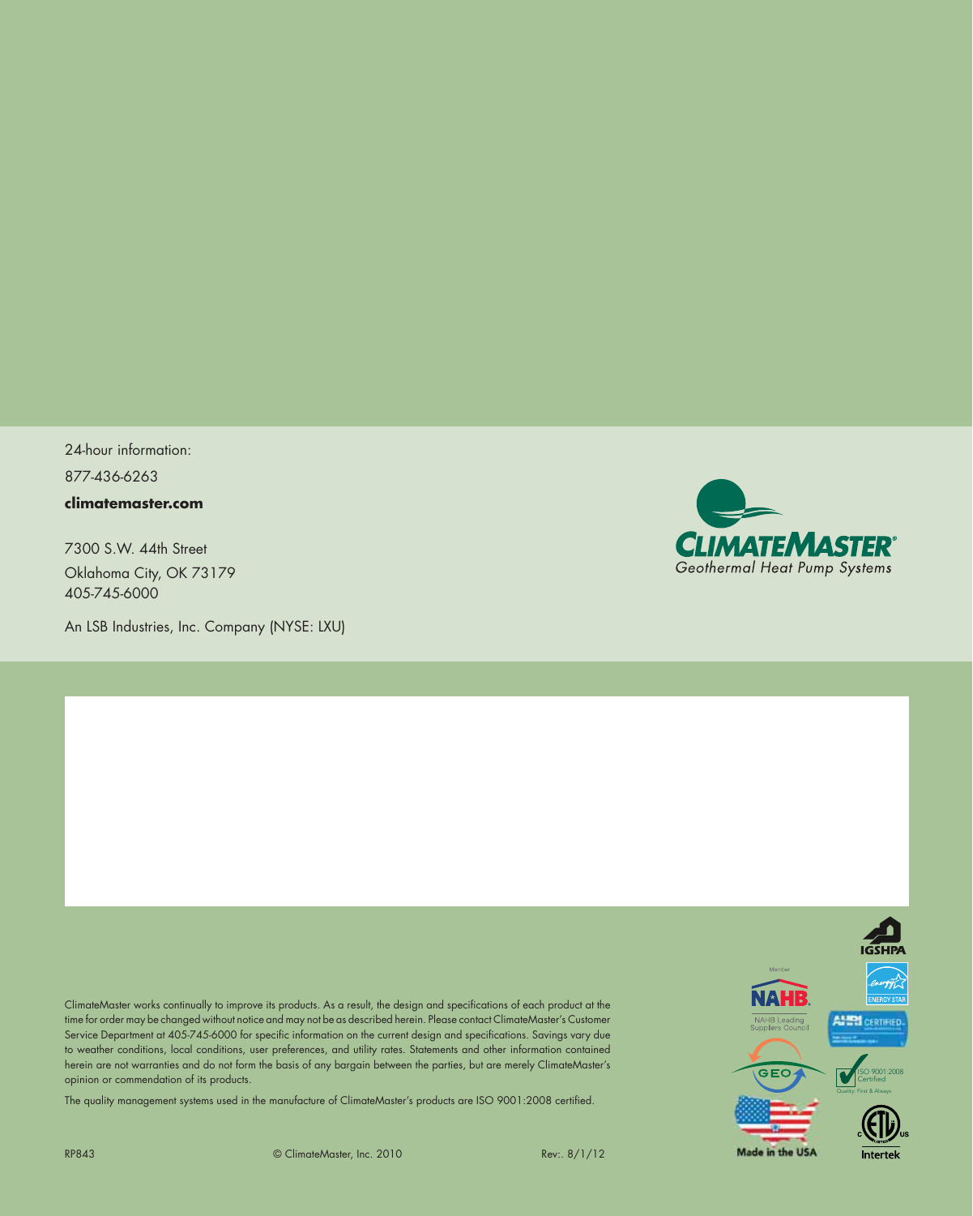24-hour information:

877-436-6263

**climatemaster.com**

7300 S.W. 44th Street
Oklahoma City, OK 73179
405-745-6000

An LSB Industries, Inc. Company (NYSE: LXU)

CLIMATEMASTER®
Geothermal Heat Pump Systems

ClimateMaster works continually to improve its products. As a result, the design and specifications of each product at the time for order may be changed without notice and may not be as described herein. Please contact ClimateMaster's Customer Service Department at 405-745-6000 for specific information on the current design and specifications. Savings vary due to weather conditions, local conditions, user preferences, and utility rates. Statements and other information contained herein are not warranties and do not form the basis of any bargain between the parties, but are merely ClimateMaster's opinion or commendation of its products.

The quality management systems used in the manufacture of ClimateMaster's products are ISO 9001:2008 certified.

RP843 © ClimateMaster, Inc. 2010 Rev:. 8/1/12